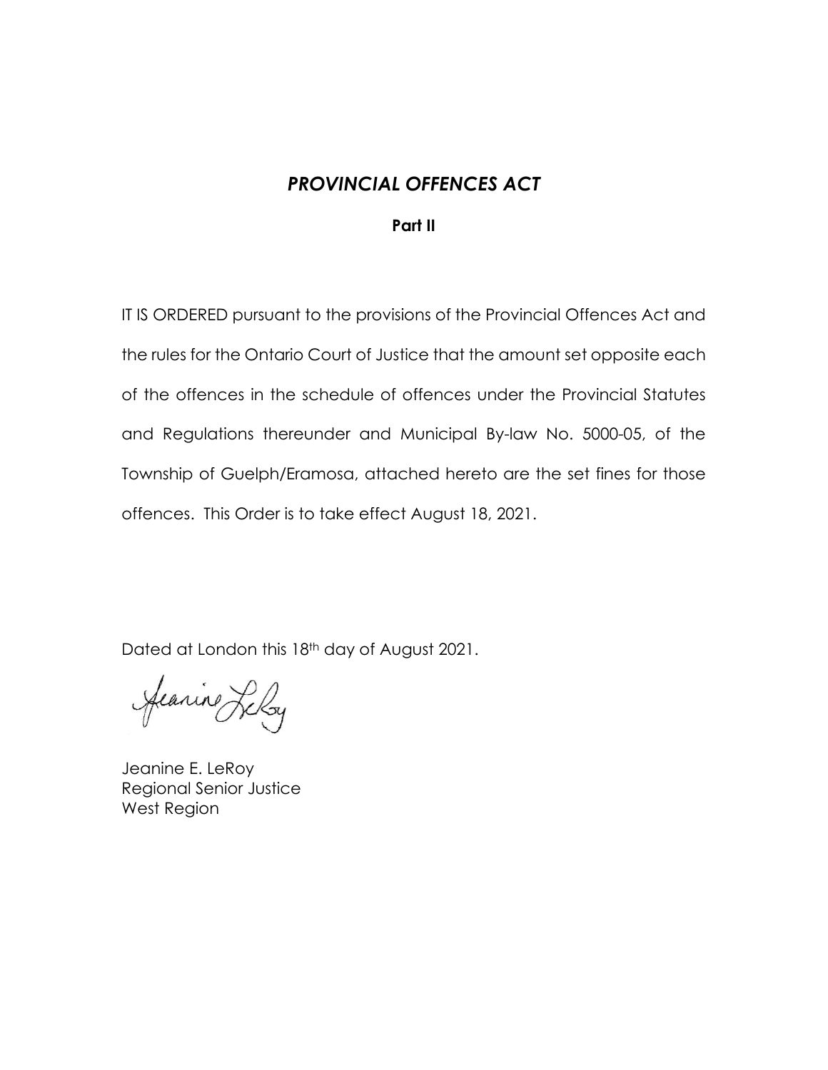# *PROVINCIAL OFFENCES ACT*

**Part II**

IT IS ORDERED pursuant to the provisions of the Provincial Offences Act and the rules for the Ontario Court of Justice that the amount set opposite each of the offences in the schedule of offences under the Provincial Statutes and Regulations thereunder and Municipal By-law No. 5000-05, of the Township of Guelph/Eramosa, attached hereto are the set fines for those offences. This Order is to take effect August 18, 2021.

Dated at London this 18th day of August 2021.

Jeanine E. LeRoy
Regional Senior Justice
West Region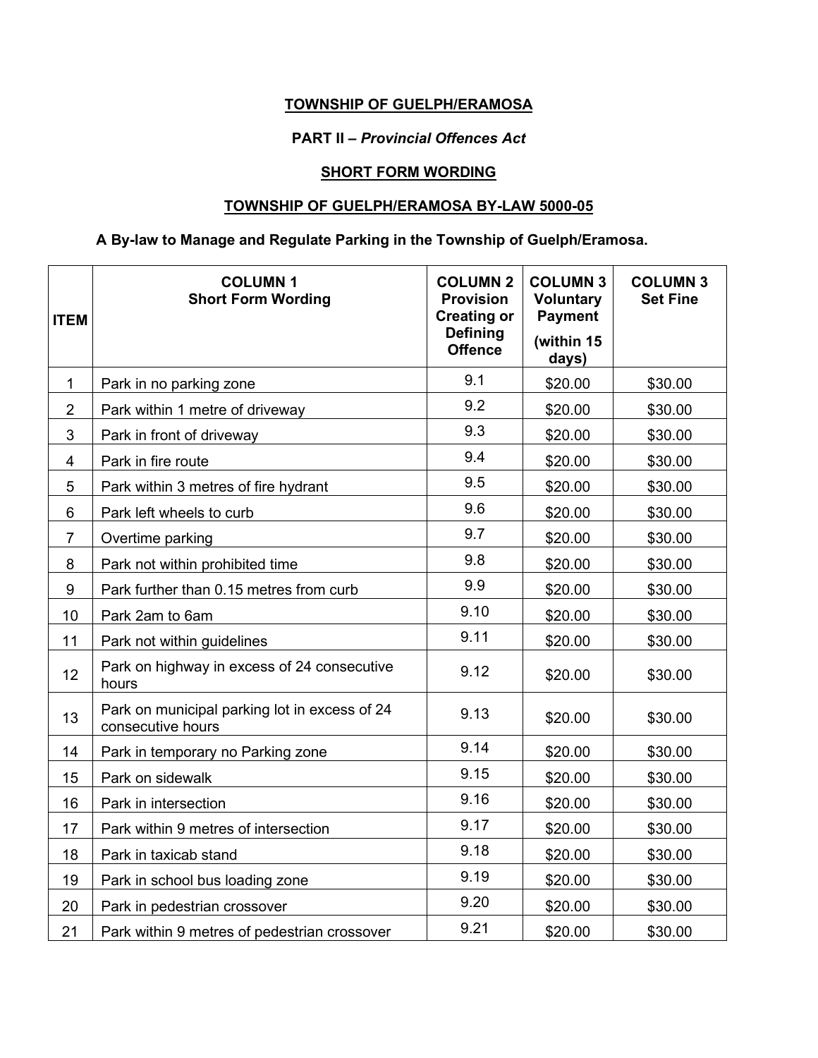**TOWNSHIP OF GUELPH/ERAMOSA**

**PART II – *Provincial Offences Act***

**SHORT FORM WORDING**

**TOWNSHIP OF GUELPH/ERAMOSA BY-LAW 5000-05**

**A By-law to Manage and Regulate Parking in the Township of Guelph/Eramosa.**

| ITEM | COLUMN 1 Short Form Wording | COLUMN 2 Provision Creating or Defining Offence | COLUMN 3 Voluntary Payment (within 15 days) | COLUMN 3 Set Fine |
|---|---|---|---|---|
| 1 | Park in no parking zone | 9.1 | $20.00 | $30.00 |
| 2 | Park within 1 metre of driveway | 9.2 | $20.00 | $30.00 |
| 3 | Park in front of driveway | 9.3 | $20.00 | $30.00 |
| 4 | Park in fire route | 9.4 | $20.00 | $30.00 |
| 5 | Park within 3 metres of fire hydrant | 9.5 | $20.00 | $30.00 |
| 6 | Park left wheels to curb | 9.6 | $20.00 | $30.00 |
| 7 | Overtime parking | 9.7 | $20.00 | $30.00 |
| 8 | Park not within prohibited time | 9.8 | $20.00 | $30.00 |
| 9 | Park further than 0.15 metres from curb | 9.9 | $20.00 | $30.00 |
| 10 | Park 2am to 6am | 9.10 | $20.00 | $30.00 |
| 11 | Park not within guidelines | 9.11 | $20.00 | $30.00 |
| 12 | Park on highway in excess of 24 consecutive hours | 9.12 | $20.00 | $30.00 |
| 13 | Park on municipal parking lot in excess of 24 consecutive hours | 9.13 | $20.00 | $30.00 |
| 14 | Park in temporary no Parking zone | 9.14 | $20.00 | $30.00 |
| 15 | Park on sidewalk | 9.15 | $20.00 | $30.00 |
| 16 | Park in intersection | 9.16 | $20.00 | $30.00 |
| 17 | Park within 9 metres of intersection | 9.17 | $20.00 | $30.00 |
| 18 | Park in taxicab stand | 9.18 | $20.00 | $30.00 |
| 19 | Park in school bus loading zone | 9.19 | $20.00 | $30.00 |
| 20 | Park in pedestrian crossover | 9.20 | $20.00 | $30.00 |
| 21 | Park within 9 metres of pedestrian crossover | 9.21 | $20.00 | $30.00 |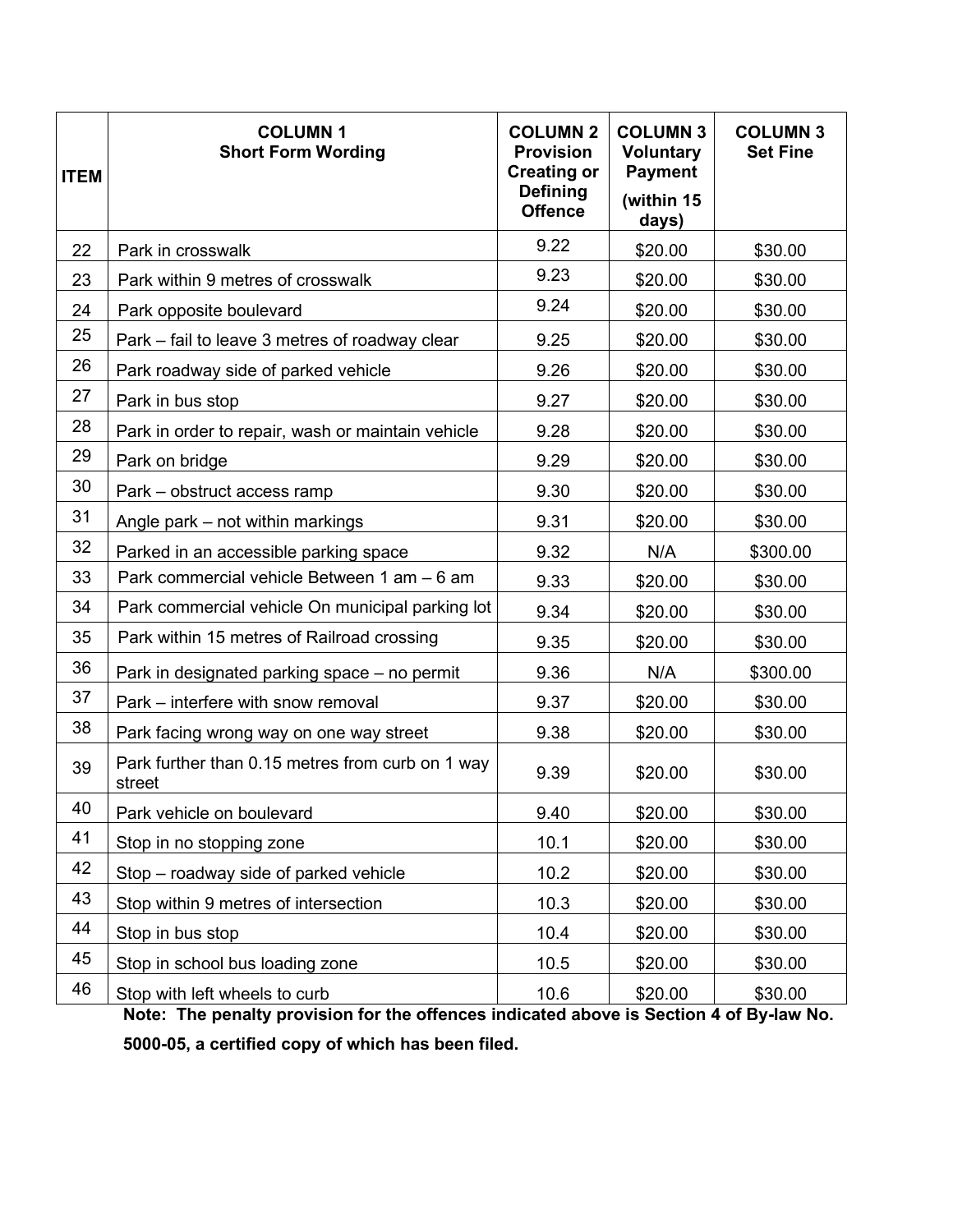| ITEM | COLUMN 1<br>Short Form Wording | COLUMN 2<br>Provision Creating or Defining Offence | COLUMN 3<br>Voluntary Payment<br>(within 15 days) | COLUMN 3<br>Set Fine |
|---|---|---|---|---|
| 22 | Park in crosswalk | 9.22 | $20.00 | $30.00 |
| 23 | Park within 9 metres of crosswalk | 9.23 | $20.00 | $30.00 |
| 24 | Park opposite boulevard | 9.24 | $20.00 | $30.00 |
| 25 | Park – fail to leave 3 metres of roadway clear | 9.25 | $20.00 | $30.00 |
| 26 | Park roadway side of parked vehicle | 9.26 | $20.00 | $30.00 |
| 27 | Park in bus stop | 9.27 | $20.00 | $30.00 |
| 28 | Park in order to repair, wash or maintain vehicle | 9.28 | $20.00 | $30.00 |
| 29 | Park on bridge | 9.29 | $20.00 | $30.00 |
| 30 | Park – obstruct access ramp | 9.30 | $20.00 | $30.00 |
| 31 | Angle park – not within markings | 9.31 | $20.00 | $30.00 |
| 32 | Parked in an accessible parking space | 9.32 | N/A | $300.00 |
| 33 | Park commercial vehicle Between 1 am – 6 am | 9.33 | $20.00 | $30.00 |
| 34 | Park commercial vehicle On municipal parking lot | 9.34 | $20.00 | $30.00 |
| 35 | Park within 15 metres of Railroad crossing | 9.35 | $20.00 | $30.00 |
| 36 | Park in designated parking space – no permit | 9.36 | N/A | $300.00 |
| 37 | Park – interfere with snow removal | 9.37 | $20.00 | $30.00 |
| 38 | Park facing wrong way on one way street | 9.38 | $20.00 | $30.00 |
| 39 | Park further than 0.15 metres from curb on 1 way street | 9.39 | $20.00 | $30.00 |
| 40 | Park vehicle on boulevard | 9.40 | $20.00 | $30.00 |
| 41 | Stop in no stopping zone | 10.1 | $20.00 | $30.00 |
| 42 | Stop – roadway side of parked vehicle | 10.2 | $20.00 | $30.00 |
| 43 | Stop within 9 metres of intersection | 10.3 | $20.00 | $30.00 |
| 44 | Stop in bus stop | 10.4 | $20.00 | $30.00 |
| 45 | Stop in school bus loading zone | 10.5 | $20.00 | $30.00 |
| 46 | Stop with left wheels to curb | 10.6 | $20.00 | $30.00 |

**Note: The penalty provision for the offences indicated above is Section 4 of By-law No. 5000-05, a certified copy of which has been filed.**